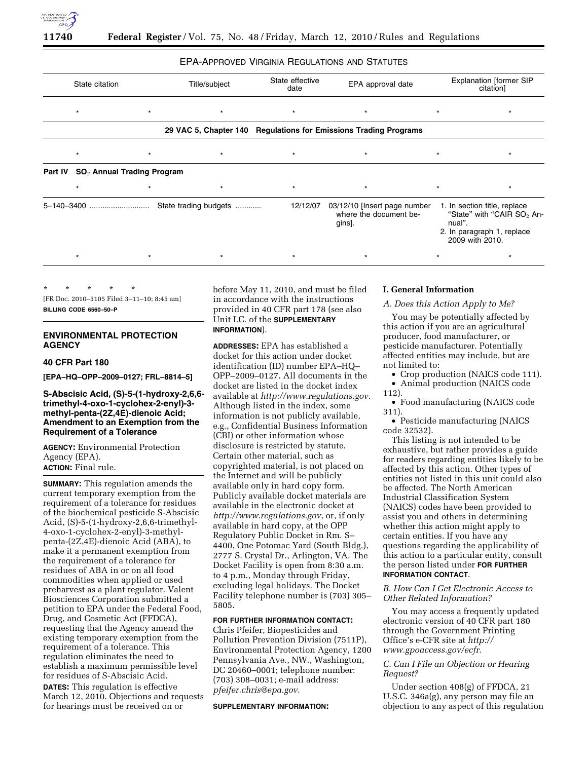EPA-APPROVED VIRGINIA REGULATIONS AND STATUTES

| State citation | Title/subject | State effective date | EPA approval date | Explanation [former SIP citation] |
|---|---|---|---|---|
| * * | * | * | * | * * |
| **29 VAC 5, Chapter 140 Regulations for Emissions Trading Programs** | | | | |
| * * | * | * | * | * * |
| **Part IV $SO_2$ Annual Trading Program** | | | | |
| * * | * | * | * | * * |
| 5–140–3400 | State trading budgets | 12/12/07 | 03/12/10 [Insert page number where the document begins]. | 1. In section title, replace "State" with "CAIR $SO_2$ Annual". 2. In paragraph 1, replace 2009 with 2010. |
| * * | * | * | * | * * |

\* \* \* \* \*

[FR Doc. 2010–5105 Filed 3–11–10; 8:45 am]

**BILLING CODE 6560–50–P**

## ENVIRONMENTAL PROTECTION AGENCY

### 40 CFR Part 180

**[EPA–HQ–OPP–2009–0127; FRL–8814–5]**

### S-Abscisic Acid, (S)-5-(1-hydroxy-2,6,6-trimethyl-4-oxo-1-cyclohex-2-enyl)-3-methyl-penta-(2Z,4E)-dienoic Acid; Amendment to an Exemption from the Requirement of a Tolerance

**AGENCY:** Environmental Protection Agency (EPA).

**ACTION:** Final rule.

**SUMMARY:** This regulation amends the current temporary exemption from the requirement of a tolerance for residues of the biochemical pesticide S-Abscisic Acid, (S)-5-(1-hydroxy-2,6,6-trimethyl-4-oxo-1-cyclohex-2-enyl)-3-methyl-penta-(2Z,4E)-dienoic Acid (ABA), to make it a permanent exemption from the requirement of a tolerance for residues of ABA in or on all food commodities when applied or used preharvest as a plant regulator. Valent Biosciences Corporation submitted a petition to EPA under the Federal Food, Drug, and Cosmetic Act (FFDCA), requesting that the Agency amend the existing temporary exemption from the requirement of a tolerance. This regulation eliminates the need to establish a maximum permissible level for residues of S-Abscisic Acid.

**DATES:** This regulation is effective March 12, 2010. Objections and requests for hearings must be received on or before May 11, 2010, and must be filed in accordance with the instructions provided in 40 CFR part 178 (see also Unit I.C. of the **SUPPLEMENTARY INFORMATION**).

**ADDRESSES:** EPA has established a docket for this action under docket identification (ID) number EPA–HQ–OPP–2009–0127. All documents in the docket are listed in the docket index available at *http://www.regulations.gov*. Although listed in the index, some information is not publicly available, e.g., Confidential Business Information (CBI) or other information whose disclosure is restricted by statute. Certain other material, such as copyrighted material, is not placed on the Internet and will be publicly available only in hard copy form. Publicly available docket materials are available in the electronic docket at *http://www.regulations.gov*, or, if only available in hard copy, at the OPP Regulatory Public Docket in Rm. S–4400, One Potomac Yard (South Bldg.), 2777 S. Crystal Dr., Arlington, VA. The Docket Facility is open from 8:30 a.m. to 4 p.m., Monday through Friday, excluding legal holidays. The Docket Facility telephone number is (703) 305–5805.

**FOR FURTHER INFORMATION CONTACT:** Chris Pfeifer, Biopesticides and Pollution Prevention Division (7511P), Environmental Protection Agency, 1200 Pennsylvania Ave., NW., Washington, DC 20460–0001; telephone number: (703) 308–0031; e-mail address: *pfeifer.chris@epa.gov*.

**SUPPLEMENTARY INFORMATION:**

#### I. General Information

*A. Does this Action Apply to Me?*

You may be potentially affected by this action if you are an agricultural producer, food manufacturer, or pesticide manufacturer. Potentially affected entities may include, but are not limited to:

- Crop production (NAICS code 111).
- Animal production (NAICS code 112).
- Food manufacturing (NAICS code 311).
- Pesticide manufacturing (NAICS code 32532).

This listing is not intended to be exhaustive, but rather provides a guide for readers regarding entities likely to be affected by this action. Other types of entities not listed in this unit could also be affected. The North American Industrial Classification System (NAICS) codes have been provided to assist you and others in determining whether this action might apply to certain entities. If you have any questions regarding the applicability of this action to a particular entity, consult the person listed under **FOR FURTHER INFORMATION CONTACT**.

*B. How Can I Get Electronic Access to Other Related Information?*

You may access a frequently updated electronic version of 40 CFR part 180 through the Government Printing Office's e-CFR site at *http://www.gpoaccess.gov/ecfr*.

*C. Can I File an Objection or Hearing Request?*

Under section 408(g) of FFDCA, 21 U.S.C. 346a(g), any person may file an objection to any aspect of this regulation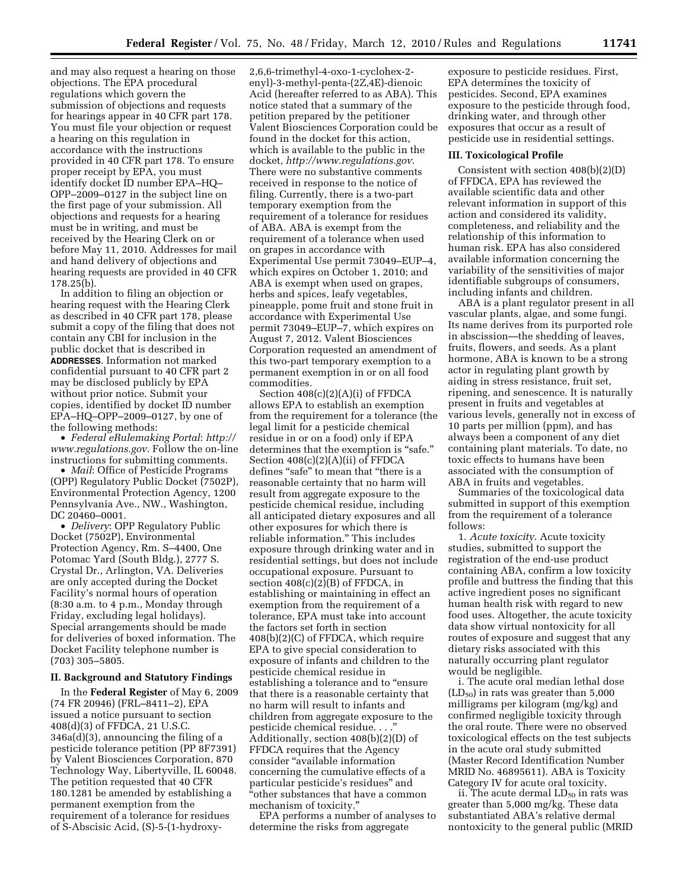and may also request a hearing on those objections. The EPA procedural regulations which govern the submission of objections and requests for hearings appear in 40 CFR part 178. You must file your objection or request a hearing on this regulation in accordance with the instructions provided in 40 CFR part 178. To ensure proper receipt by EPA, you must identify docket ID number EPA–HQ–OPP–2009–0127 in the subject line on the first page of your submission. All objections and requests for a hearing must be in writing, and must be received by the Hearing Clerk on or before May 11, 2010. Addresses for mail and hand delivery of objections and hearing requests are provided in 40 CFR 178.25(b).

In addition to filing an objection or hearing request with the Hearing Clerk as described in 40 CFR part 178, please submit a copy of the filing that does not contain any CBI for inclusion in the public docket that is described in **ADDRESSES**. Information not marked confidential pursuant to 40 CFR part 2 may be disclosed publicly by EPA without prior notice. Submit your copies, identified by docket ID number EPA–HQ–OPP–2009–0127, by one of the following methods:

- *Federal eRulemaking Portal*: *http://www.regulations.gov*. Follow the on-line instructions for submitting comments.
- *Mail*: Office of Pesticide Programs (OPP) Regulatory Public Docket (7502P), Environmental Protection Agency, 1200 Pennsylvania Ave., NW., Washington, DC 20460–0001.
- *Delivery*: OPP Regulatory Public Docket (7502P), Environmental Protection Agency, Rm. S–4400, One Potomac Yard (South Bldg.), 2777 S. Crystal Dr., Arlington, VA. Deliveries are only accepted during the Docket Facility's normal hours of operation (8:30 a.m. to 4 p.m., Monday through Friday, excluding legal holidays). Special arrangements should be made for deliveries of boxed information. The Docket Facility telephone number is (703) 305–5805.

## II. Background and Statutory Findings

In the **Federal Register** of May 6, 2009 (74 FR 20946) (FRL–8411–2), EPA issued a notice pursuant to section 408(d)(3) of FFDCA, 21 U.S.C. 346a(d)(3), announcing the filing of a pesticide tolerance petition (PP 8F7391) by Valent Biosciences Corporation, 870 Technology Way, Libertyville, IL 60048. The petition requested that 40 CFR 180.1281 be amended by establishing a permanent exemption from the requirement of a tolerance for residues of S-Abscisic Acid, (S)-5-(1-hydroxy-2,6,6-trimethyl-4-oxo-1-cyclohex-2-enyl)-3-methyl-penta-(2Z,4E)-dienoic Acid (hereafter referred to as ABA). This notice stated that a summary of the petition prepared by the petitioner Valent Biosciences Corporation could be found in the docket for this action, which is available to the public in the docket, *http://www.regulations.gov*. There were no substantive comments received in response to the notice of filing. Currently, there is a two-part temporary exemption from the requirement of a tolerance for residues of ABA. ABA is exempt from the requirement of a tolerance when used on grapes in accordance with Experimental Use permit 73049–EUP–4, which expires on October 1, 2010; and ABA is exempt when used on grapes, herbs and spices, leafy vegetables, pineapple, pome fruit and stone fruit in accordance with Experimental Use permit 73049–EUP–7, which expires on August 7, 2012. Valent Biosciences Corporation requested an amendment of this two-part temporary exemption to a permanent exemption in or on all food commodities.

Section 408(c)(2)(A)(i) of FFDCA allows EPA to establish an exemption from the requirement for a tolerance (the legal limit for a pesticide chemical residue in or on a food) only if EPA determines that the exemption is "safe." Section 408(c)(2)(A)(ii) of FFDCA defines "safe" to mean that "there is a reasonable certainty that no harm will result from aggregate exposure to the pesticide chemical residue, including all anticipated dietary exposures and all other exposures for which there is reliable information." This includes exposure through drinking water and in residential settings, but does not include occupational exposure. Pursuant to section 408(c)(2)(B) of FFDCA, in establishing or maintaining in effect an exemption from the requirement of a tolerance, EPA must take into account the factors set forth in section 408(b)(2)(C) of FFDCA, which require EPA to give special consideration to exposure of infants and children to the pesticide chemical residue in establishing a tolerance and to "ensure that there is a reasonable certainty that no harm will result to infants and children from aggregate exposure to the pesticide chemical residue. . . ." Additionally, section 408(b)(2)(D) of FFDCA requires that the Agency consider "available information concerning the cumulative effects of a particular pesticide's residues" and "other substances that have a common mechanism of toxicity."

EPA performs a number of analyses to determine the risks from aggregate exposure to pesticide residues. First, EPA determines the toxicity of pesticides. Second, EPA examines exposure to the pesticide through food, drinking water, and through other exposures that occur as a result of pesticide use in residential settings.

## III. Toxicological Profile

Consistent with section 408(b)(2)(D) of FFDCA, EPA has reviewed the available scientific data and other relevant information in support of this action and considered its validity, completeness, and reliability and the relationship of this information to human risk. EPA has also considered available information concerning the variability of the sensitivities of major identifiable subgroups of consumers, including infants and children.

ABA is a plant regulator present in all vascular plants, algae, and some fungi. Its name derives from its purported role in abscission—the shedding of leaves, fruits, flowers, and seeds. As a plant hormone, ABA is known to be a strong actor in regulating plant growth by aiding in stress resistance, fruit set, ripening, and senescence. It is naturally present in fruits and vegetables at various levels, generally not in excess of 10 parts per million (ppm), and has always been a component of any diet containing plant materials. To date, no toxic effects to humans have been associated with the consumption of ABA in fruits and vegetables.

Summaries of the toxicological data submitted in support of this exemption from the requirement of a tolerance follows:

1. *Acute toxicity*. Acute toxicity studies, submitted to support the registration of the end-use product containing ABA, confirm a low toxicity profile and buttress the finding that this active ingredient poses no significant human health risk with regard to new food uses. Altogether, the acute toxicity data show virtual nontoxicity for all routes of exposure and suggest that any dietary risks associated with this naturally occurring plant regulator would be negligible.

i. The acute oral median lethal dose ($LD_{50}$) in rats was greater than 5,000 milligrams per kilogram (mg/kg) and confirmed negligible toxicity through the oral route. There were no observed toxicological effects on the test subjects in the acute oral study submitted (Master Record Identification Number MRID No. 46895611). ABA is Toxicity Category IV for acute oral toxicity.

ii. The acute dermal $LD_{50}$ in rats was greater than 5,000 mg/kg. These data substantiated ABA's relative dermal nontoxicity to the general public (MRID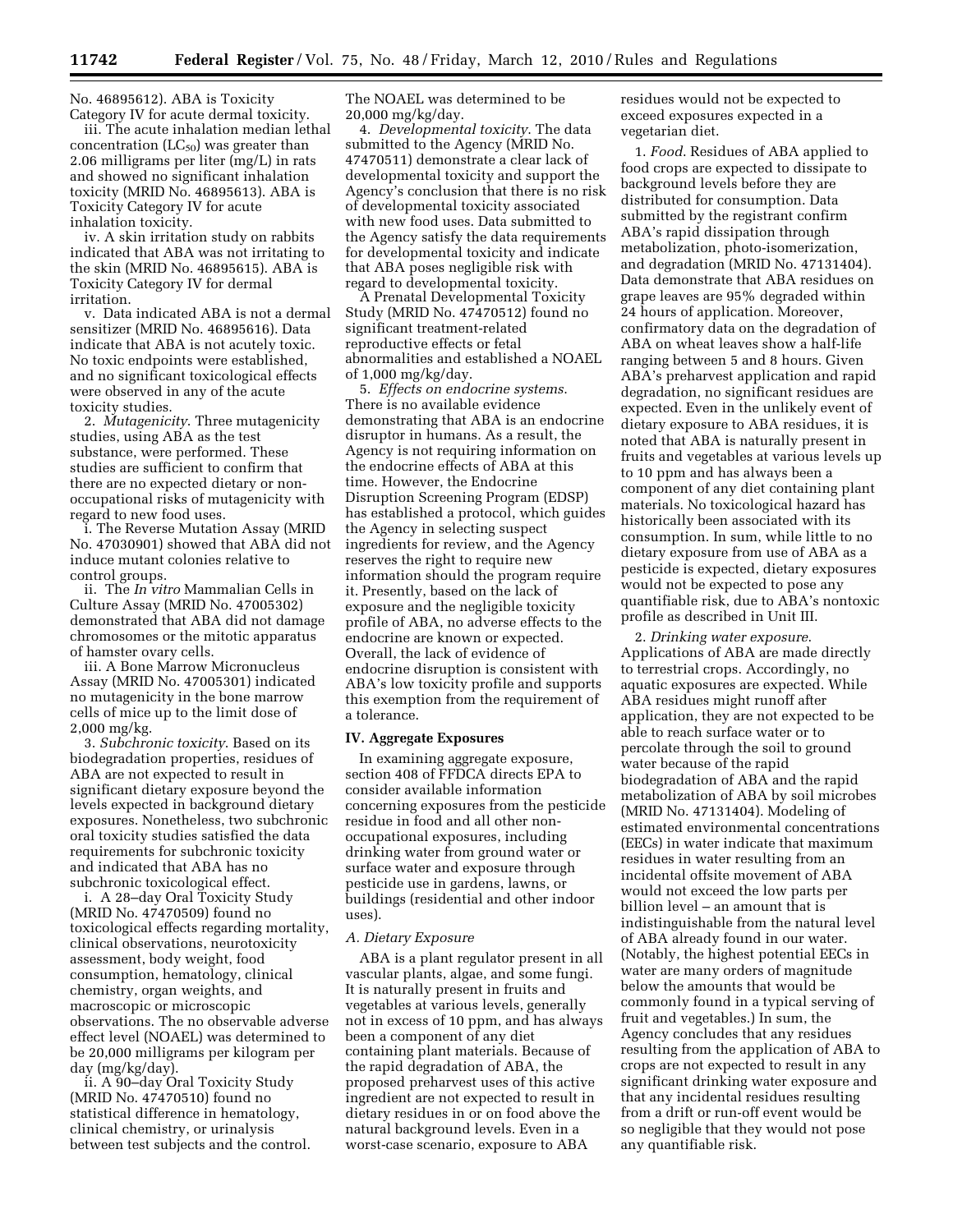No. 46895612). ABA is Toxicity Category IV for acute dermal toxicity.

iii. The acute inhalation median lethal concentration ($LC_{50}$) was greater than 2.06 milligrams per liter (mg/L) in rats and showed no significant inhalation toxicity (MRID No. 46895613). ABA is Toxicity Category IV for acute inhalation toxicity.

iv. A skin irritation study on rabbits indicated that ABA was not irritating to the skin (MRID No. 46895615). ABA is Toxicity Category IV for dermal irritation.

v. Data indicated ABA is not a dermal sensitizer (MRID No. 46895616). Data indicate that ABA is not acutely toxic. No toxic endpoints were established, and no significant toxicological effects were observed in any of the acute toxicity studies.

2. *Mutagenicity*. Three mutagenicity studies, using ABA as the test substance, were performed. These studies are sufficient to confirm that there are no expected dietary or non-occupational risks of mutagenicity with regard to new food uses.

i. The Reverse Mutation Assay (MRID No. 47030901) showed that ABA did not induce mutant colonies relative to control groups.

ii. The *In vitro* Mammalian Cells in Culture Assay (MRID No. 47005302) demonstrated that ABA did not damage chromosomes or the mitotic apparatus of hamster ovary cells.

iii. A Bone Marrow Micronucleus Assay (MRID No. 47005301) indicated no mutagenicity in the bone marrow cells of mice up to the limit dose of 2,000 mg/kg.

3. *Subchronic toxicity*. Based on its biodegradation properties, residues of ABA are not expected to result in significant dietary exposure beyond the levels expected in background dietary exposures. Nonetheless, two subchronic oral toxicity studies satisfied the data requirements for subchronic toxicity and indicated that ABA has no subchronic toxicological effect.

i. A 28–day Oral Toxicity Study (MRID No. 47470509) found no toxicological effects regarding mortality, clinical observations, neurotoxicity assessment, body weight, food consumption, hematology, clinical chemistry, organ weights, and macroscopic or microscopic observations. The no observable adverse effect level (NOAEL) was determined to be 20,000 milligrams per kilogram per day (mg/kg/day).

ii. A 90–day Oral Toxicity Study (MRID No. 47470510) found no statistical difference in hematology, clinical chemistry, or urinalysis between test subjects and the control. The NOAEL was determined to be 20,000 mg/kg/day.

4. *Developmental toxicity*. The data submitted to the Agency (MRID No. 47470511) demonstrate a clear lack of developmental toxicity and support the Agency's conclusion that there is no risk of developmental toxicity associated with new food uses. Data submitted to the Agency satisfy the data requirements for developmental toxicity and indicate that ABA poses negligible risk with regard to developmental toxicity.

A Prenatal Developmental Toxicity Study (MRID No. 47470512) found no significant treatment-related reproductive effects or fetal abnormalities and established a NOAEL of 1,000 mg/kg/day.

5. *Effects on endocrine systems*. There is no available evidence demonstrating that ABA is an endocrine disruptor in humans. As a result, the Agency is not requiring information on the endocrine effects of ABA at this time. However, the Endocrine Disruption Screening Program (EDSP) has established a protocol, which guides the Agency in selecting suspect ingredients for review, and the Agency reserves the right to require new information should the program require it. Presently, based on the lack of exposure and the negligible toxicity profile of ABA, no adverse effects to the endocrine are known or expected. Overall, the lack of evidence of endocrine disruption is consistent with ABA's low toxicity profile and supports this exemption from the requirement of a tolerance.

## IV. Aggregate Exposures

In examining aggregate exposure, section 408 of FFDCA directs EPA to consider available information concerning exposures from the pesticide residue in food and all other non-occupational exposures, including drinking water from ground water or surface water and exposure through pesticide use in gardens, lawns, or buildings (residential and other indoor uses).

### *A. Dietary Exposure*

ABA is a plant regulator present in all vascular plants, algae, and some fungi. It is naturally present in fruits and vegetables at various levels, generally not in excess of 10 ppm, and has always been a component of any diet containing plant materials. Because of the rapid degradation of ABA, the proposed preharvest uses of this active ingredient are not expected to result in dietary residues in or on food above the natural background levels. Even in a worst-case scenario, exposure to ABA residues would not be expected to exceed exposures expected in a vegetarian diet.

1. *Food*. Residues of ABA applied to food crops are expected to dissipate to background levels before they are distributed for consumption. Data submitted by the registrant confirm ABA's rapid dissipation through metabolization, photo-isomerization, and degradation (MRID No. 47131404). Data demonstrate that ABA residues on grape leaves are 95% degraded within 24 hours of application. Moreover, confirmatory data on the degradation of ABA on wheat leaves show a half-life ranging between 5 and 8 hours. Given ABA's preharvest application and rapid degradation, no significant residues are expected. Even in the unlikely event of dietary exposure to ABA residues, it is noted that ABA is naturally present in fruits and vegetables at various levels up to 10 ppm and has always been a component of any diet containing plant materials. No toxicological hazard has historically been associated with its consumption. In sum, while little to no dietary exposure from use of ABA as a pesticide is expected, dietary exposures would not be expected to pose any quantifiable risk, due to ABA's nontoxic profile as described in Unit III.

2. *Drinking water exposure*. Applications of ABA are made directly to terrestrial crops. Accordingly, no aquatic exposures are expected. While ABA residues might runoff after application, they are not expected to be able to reach surface water or to percolate through the soil to ground water because of the rapid biodegradation of ABA and the rapid metabolization of ABA by soil microbes (MRID No. 47131404). Modeling of estimated environmental concentrations (EECs) in water indicate that maximum residues in water resulting from an incidental offsite movement of ABA would not exceed the low parts per billion level – an amount that is indistinguishable from the natural level of ABA already found in our water. (Notably, the highest potential EECs in water are many orders of magnitude below the amounts that would be commonly found in a typical serving of fruit and vegetables.) In sum, the Agency concludes that any residues resulting from the application of ABA to crops are not expected to result in any significant drinking water exposure and that any incidental residues resulting from a drift or run-off event would be so negligible that they would not pose any quantifiable risk.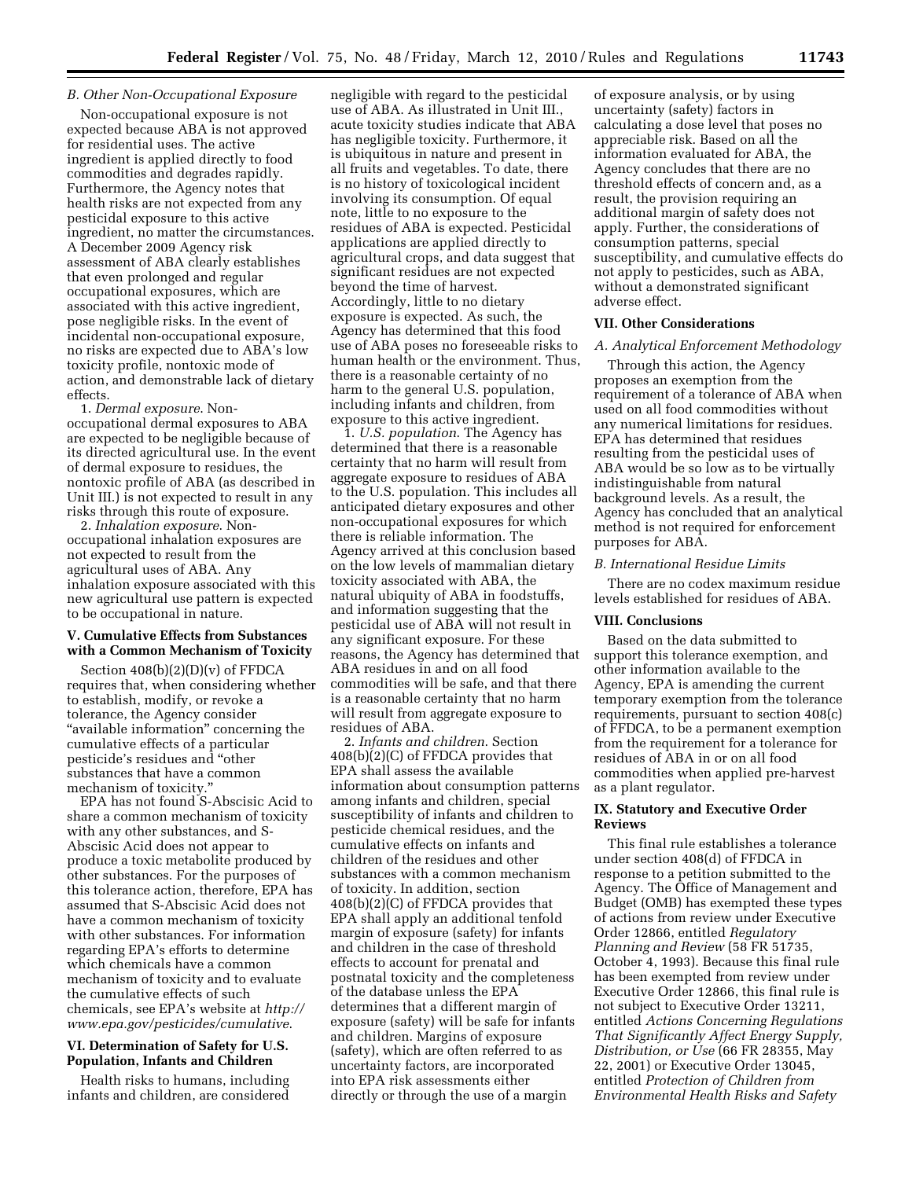### B. Other Non-Occupational Exposure

Non-occupational exposure is not expected because ABA is not approved for residential uses. The active ingredient is applied directly to food commodities and degrades rapidly. Furthermore, the Agency notes that health risks are not expected from any pesticidal exposure to this active ingredient, no matter the circumstances. A December 2009 Agency risk assessment of ABA clearly establishes that even prolonged and regular occupational exposures, which are associated with this active ingredient, pose negligible risks. In the event of incidental non-occupational exposure, no risks are expected due to ABA's low toxicity profile, nontoxic mode of action, and demonstrable lack of dietary effects.

1. *Dermal exposure*. Non-occupational dermal exposures to ABA are expected to be negligible because of its directed agricultural use. In the event of dermal exposure to residues, the nontoxic profile of ABA (as described in Unit III.) is not expected to result in any risks through this route of exposure.

2. *Inhalation exposure*. Non-occupational inhalation exposures are not expected to result from the agricultural uses of ABA. Any inhalation exposure associated with this new agricultural use pattern is expected to be occupational in nature.

## V. Cumulative Effects from Substances with a Common Mechanism of Toxicity

Section 408(b)(2)(D)(v) of FFDCA requires that, when considering whether to establish, modify, or revoke a tolerance, the Agency consider "available information" concerning the cumulative effects of a particular pesticide's residues and "other substances that have a common mechanism of toxicity."

EPA has not found S-Abscisic Acid to share a common mechanism of toxicity with any other substances, and S-Abscisic Acid does not appear to produce a toxic metabolite produced by other substances. For the purposes of this tolerance action, therefore, EPA has assumed that S-Abscisic Acid does not have a common mechanism of toxicity with other substances. For information regarding EPA's efforts to determine which chemicals have a common mechanism of toxicity and to evaluate the cumulative effects of such chemicals, see EPA's website at *http://www.epa.gov/pesticides/cumulative*.

## VI. Determination of Safety for U.S. Population, Infants and Children

Health risks to humans, including infants and children, are considered negligible with regard to the pesticidal use of ABA. As illustrated in Unit III., acute toxicity studies indicate that ABA has negligible toxicity. Furthermore, it is ubiquitous in nature and present in all fruits and vegetables. To date, there is no history of toxicological incident involving its consumption. Of equal note, little to no exposure to the residues of ABA is expected. Pesticidal applications are applied directly to agricultural crops, and data suggest that significant residues are not expected beyond the time of harvest. Accordingly, little to no dietary exposure is expected. As such, the Agency has determined that this food use of ABA poses no foreseeable risks to human health or the environment. Thus, there is a reasonable certainty of no harm to the general U.S. population, including infants and children, from exposure to this active ingredient.

1. *U.S. population*. The Agency has determined that there is a reasonable certainty that no harm will result from aggregate exposure to residues of ABA to the U.S. population. This includes all anticipated dietary exposures and other non-occupational exposures for which there is reliable information. The Agency arrived at this conclusion based on the low levels of mammalian dietary toxicity associated with ABA, the natural ubiquity of ABA in foodstuffs, and information suggesting that the pesticidal use of ABA will not result in any significant exposure. For these reasons, the Agency has determined that ABA residues in and on all food commodities will be safe, and that there is a reasonable certainty that no harm will result from aggregate exposure to residues of ABA.

2. *Infants and children*. Section 408(b)(2)(C) of FFDCA provides that EPA shall assess the available information about consumption patterns among infants and children, special susceptibility of infants and children to pesticide chemical residues, and the cumulative effects on infants and children of the residues and other substances with a common mechanism of toxicity. In addition, section 408(b)(2)(C) of FFDCA provides that EPA shall apply an additional tenfold margin of exposure (safety) for infants and children in the case of threshold effects to account for prenatal and postnatal toxicity and the completeness of the database unless the EPA determines that a different margin of exposure (safety) will be safe for infants and children. Margins of exposure (safety), which are often referred to as uncertainty factors, are incorporated into EPA risk assessments either directly or through the use of a margin of exposure analysis, or by using uncertainty (safety) factors in calculating a dose level that poses no appreciable risk. Based on all the information evaluated for ABA, the Agency concludes that there are no threshold effects of concern and, as a result, the provision requiring an additional margin of safety does not apply. Further, the considerations of consumption patterns, special susceptibility, and cumulative effects do not apply to pesticides, such as ABA, without a demonstrated significant adverse effect.

## VII. Other Considerations

### A. Analytical Enforcement Methodology

Through this action, the Agency proposes an exemption from the requirement of a tolerance of ABA when used on all food commodities without any numerical limitations for residues. EPA has determined that residues resulting from the pesticidal uses of ABA would be so low as to be virtually indistinguishable from natural background levels. As a result, the Agency has concluded that an analytical method is not required for enforcement purposes for ABA.

### B. International Residue Limits

There are no codex maximum residue levels established for residues of ABA.

## VIII. Conclusions

Based on the data submitted to support this tolerance exemption, and other information available to the Agency, EPA is amending the current temporary exemption from the tolerance requirements, pursuant to section 408(c) of FFDCA, to be a permanent exemption from the requirement for a tolerance for residues of ABA in or on all food commodities when applied pre-harvest as a plant regulator.

## IX. Statutory and Executive Order Reviews

This final rule establishes a tolerance under section 408(d) of FFDCA in response to a petition submitted to the Agency. The Office of Management and Budget (OMB) has exempted these types of actions from review under Executive Order 12866, entitled *Regulatory Planning and Review* (58 FR 51735, October 4, 1993). Because this final rule has been exempted from review under Executive Order 12866, this final rule is not subject to Executive Order 13211, entitled *Actions Concerning Regulations That Significantly Affect Energy Supply, Distribution, or Use* (66 FR 28355, May 22, 2001) or Executive Order 13045, entitled *Protection of Children from Environmental Health Risks and Safety*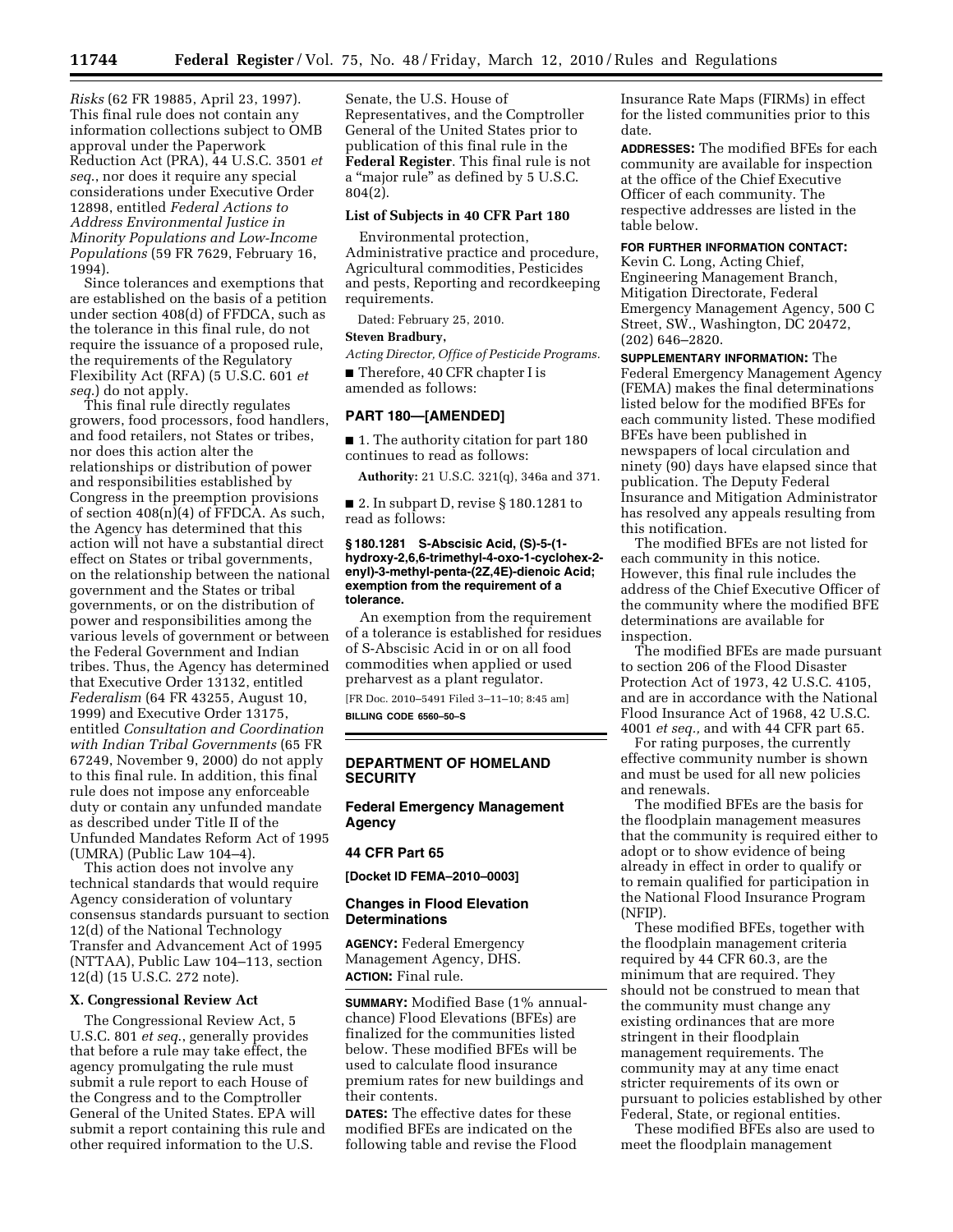*Risks* (62 FR 19885, April 23, 1997). This final rule does not contain any information collections subject to OMB approval under the Paperwork Reduction Act (PRA), 44 U.S.C. 3501 *et seq.*, nor does it require any special considerations under Executive Order 12898, entitled *Federal Actions to Address Environmental Justice in Minority Populations and Low-Income Populations* (59 FR 7629, February 16, 1994).

Since tolerances and exemptions that are established on the basis of a petition under section 408(d) of FFDCA, such as the tolerance in this final rule, do not require the issuance of a proposed rule, the requirements of the Regulatory Flexibility Act (RFA) (5 U.S.C. 601 *et seq.*) do not apply.

This final rule directly regulates growers, food processors, food handlers, and food retailers, not States or tribes, nor does this action alter the relationships or distribution of power and responsibilities established by Congress in the preemption provisions of section 408(n)(4) of FFDCA. As such, the Agency has determined that this action will not have a substantial direct effect on States or tribal governments, on the relationship between the national government and the States or tribal governments, or on the distribution of power and responsibilities among the various levels of government or between the Federal Government and Indian tribes. Thus, the Agency has determined that Executive Order 13132, entitled *Federalism* (64 FR 43255, August 10, 1999) and Executive Order 13175, entitled *Consultation and Coordination with Indian Tribal Governments* (65 FR 67249, November 9, 2000) do not apply to this final rule. In addition, this final rule does not impose any enforceable duty or contain any unfunded mandate as described under Title II of the Unfunded Mandates Reform Act of 1995 (UMRA) (Public Law 104–4).

This action does not involve any technical standards that would require Agency consideration of voluntary consensus standards pursuant to section 12(d) of the National Technology Transfer and Advancement Act of 1995 (NTTAA), Public Law 104–113, section 12(d) (15 U.S.C. 272 note).

### X. Congressional Review Act

The Congressional Review Act, 5 U.S.C. 801 *et seq.*, generally provides that before a rule may take effect, the agency promulgating the rule must submit a rule report to each House of the Congress and to the Comptroller General of the United States. EPA will submit a report containing this rule and other required information to the U.S. Senate, the U.S. House of Representatives, and the Comptroller General of the United States prior to publication of this final rule in the **Federal Register**. This final rule is not a "major rule" as defined by 5 U.S.C. 804(2).

### List of Subjects in 40 CFR Part 180

Environmental protection, Administrative practice and procedure, Agricultural commodities, Pesticides and pests, Reporting and recordkeeping requirements.

Dated: February 25, 2010.

**Steven Bradbury,**

*Acting Director, Office of Pesticide Programs.*

■ Therefore, 40 CFR chapter I is amended as follows:

## PART 180—[AMENDED]

■ 1. The authority citation for part 180 continues to read as follows:

**Authority:** 21 U.S.C. 321(q), 346a and 371.

■ 2. In subpart D, revise § 180.1281 to read as follows:

**§ 180.1281 S-Abscisic Acid, (S)-5-(1-hydroxy-2,6,6-trimethyl-4-oxo-1-cyclohex-2-enyl)-3-methyl-penta-(2Z,4E)-dienoic Acid; exemption from the requirement of a tolerance.**

An exemption from the requirement of a tolerance is established for residues of S-Abscisic Acid in or on all food commodities when applied or used preharvest as a plant regulator.

[FR Doc. 2010–5491 Filed 3–11–10; 8:45 am]

**BILLING CODE 6560–50–S**

## DEPARTMENT OF HOMELAND SECURITY

## Federal Emergency Management Agency

## 44 CFR Part 65

**[Docket ID FEMA–2010–0003]**

## Changes in Flood Elevation Determinations

**AGENCY:** Federal Emergency Management Agency, DHS.

**ACTION:** Final rule.

**SUMMARY:** Modified Base (1% annual-chance) Flood Elevations (BFEs) are finalized for the communities listed below. These modified BFEs will be used to calculate flood insurance premium rates for new buildings and their contents.

**DATES:** The effective dates for these modified BFEs are indicated on the following table and revise the Flood Insurance Rate Maps (FIRMs) in effect for the listed communities prior to this date.

**ADDRESSES:** The modified BFEs for each community are available for inspection at the office of the Chief Executive Officer of each community. The respective addresses are listed in the table below.

**FOR FURTHER INFORMATION CONTACT:** Kevin C. Long, Acting Chief, Engineering Management Branch, Mitigation Directorate, Federal Emergency Management Agency, 500 C Street, SW., Washington, DC 20472, (202) 646–2820.

**SUPPLEMENTARY INFORMATION:** The Federal Emergency Management Agency (FEMA) makes the final determinations listed below for the modified BFEs for each community listed. These modified BFEs have been published in newspapers of local circulation and ninety (90) days have elapsed since that publication. The Deputy Federal Insurance and Mitigation Administrator has resolved any appeals resulting from this notification.

The modified BFEs are not listed for each community in this notice. However, this final rule includes the address of the Chief Executive Officer of the community where the modified BFE determinations are available for inspection.

The modified BFEs are made pursuant to section 206 of the Flood Disaster Protection Act of 1973, 42 U.S.C. 4105, and are in accordance with the National Flood Insurance Act of 1968, 42 U.S.C. 4001 *et seq.,* and with 44 CFR part 65.

For rating purposes, the currently effective community number is shown and must be used for all new policies and renewals.

The modified BFEs are the basis for the floodplain management measures that the community is required either to adopt or to show evidence of being already in effect in order to qualify or to remain qualified for participation in the National Flood Insurance Program (NFIP).

These modified BFEs, together with the floodplain management criteria required by 44 CFR 60.3, are the minimum that are required. They should not be construed to mean that the community must change any existing ordinances that are more stringent in their floodplain management requirements. The community may at any time enact stricter requirements of its own or pursuant to policies established by other Federal, State, or regional entities.

These modified BFEs also are used to meet the floodplain management